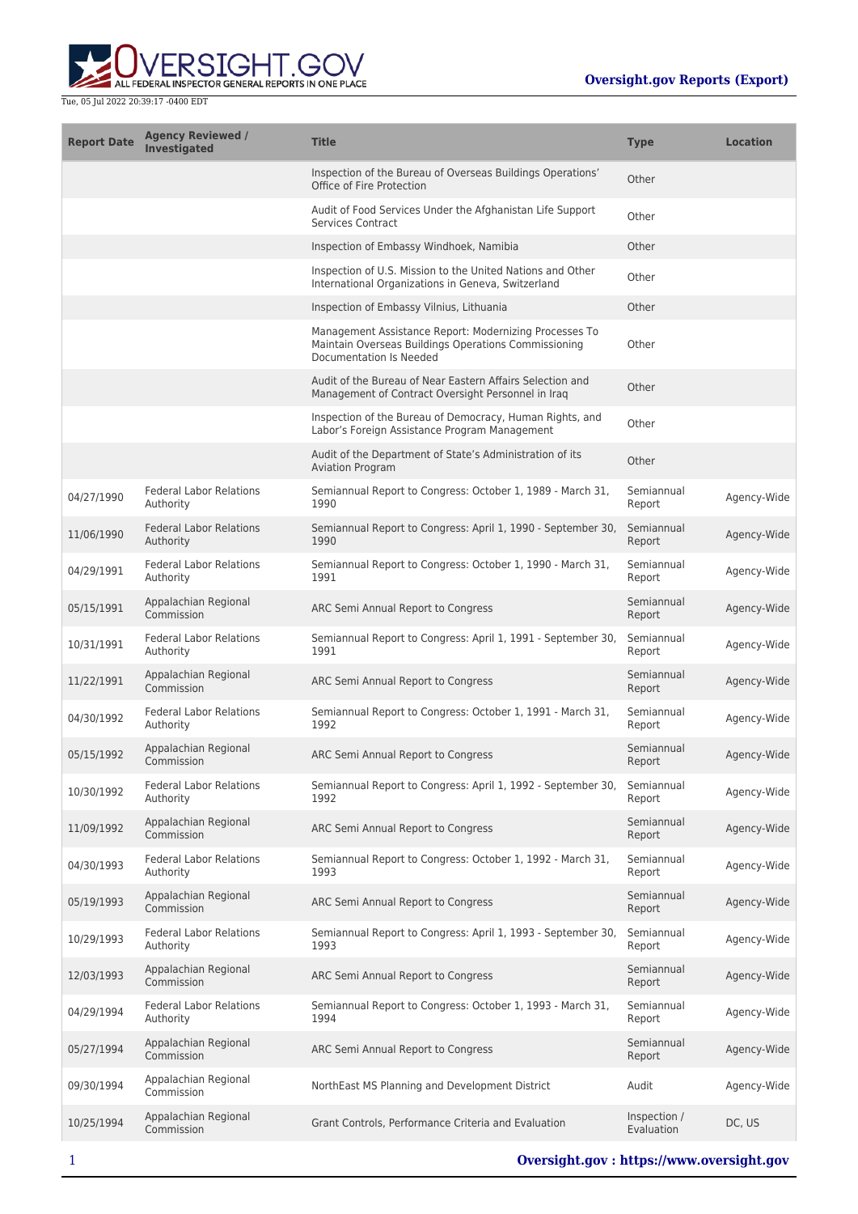| Report Date | Agency Reviewed / Investigated | Title | Type | Location |
| --- | --- | --- | --- | --- |
| | | Inspection of the Bureau of Overseas Buildings Operations' Office of Fire Protection | Other | |
| | | Audit of Food Services Under the Afghanistan Life Support Services Contract | Other | |
| | | Inspection of Embassy Windhoek, Namibia | Other | |
| | | Inspection of U.S. Mission to the United Nations and Other International Organizations in Geneva, Switzerland | Other | |
| | | Inspection of Embassy Vilnius, Lithuania | Other | |
| | | Management Assistance Report: Modernizing Processes To Maintain Overseas Buildings Operations Commissioning Documentation Is Needed | Other | |
| | | Audit of the Bureau of Near Eastern Affairs Selection and Management of Contract Oversight Personnel in Iraq | Other | |
| | | Inspection of the Bureau of Democracy, Human Rights, and Labor's Foreign Assistance Program Management | Other | |
| | | Audit of the Department of State's Administration of its Aviation Program | Other | |
| 04/27/1990 | Federal Labor Relations Authority | Semiannual Report to Congress: October 1, 1989 - March 31, 1990 | Semiannual Report | Agency-Wide |
| 11/06/1990 | Federal Labor Relations Authority | Semiannual Report to Congress: April 1, 1990 - September 30, 1990 | Semiannual Report | Agency-Wide |
| 04/29/1991 | Federal Labor Relations Authority | Semiannual Report to Congress: October 1, 1990 - March 31, 1991 | Semiannual Report | Agency-Wide |
| 05/15/1991 | Appalachian Regional Commission | ARC Semi Annual Report to Congress | Semiannual Report | Agency-Wide |
| 10/31/1991 | Federal Labor Relations Authority | Semiannual Report to Congress: April 1, 1991 - September 30, 1991 | Semiannual Report | Agency-Wide |
| 11/22/1991 | Appalachian Regional Commission | ARC Semi Annual Report to Congress | Semiannual Report | Agency-Wide |
| 04/30/1992 | Federal Labor Relations Authority | Semiannual Report to Congress: October 1, 1991 - March 31, 1992 | Semiannual Report | Agency-Wide |
| 05/15/1992 | Appalachian Regional Commission | ARC Semi Annual Report to Congress | Semiannual Report | Agency-Wide |
| 10/30/1992 | Federal Labor Relations Authority | Semiannual Report to Congress: April 1, 1992 - September 30, 1992 | Semiannual Report | Agency-Wide |
| 11/09/1992 | Appalachian Regional Commission | ARC Semi Annual Report to Congress | Semiannual Report | Agency-Wide |
| 04/30/1993 | Federal Labor Relations Authority | Semiannual Report to Congress: October 1, 1992 - March 31, 1993 | Semiannual Report | Agency-Wide |
| 05/19/1993 | Appalachian Regional Commission | ARC Semi Annual Report to Congress | Semiannual Report | Agency-Wide |
| 10/29/1993 | Federal Labor Relations Authority | Semiannual Report to Congress: April 1, 1993 - September 30, 1993 | Semiannual Report | Agency-Wide |
| 12/03/1993 | Appalachian Regional Commission | ARC Semi Annual Report to Congress | Semiannual Report | Agency-Wide |
| 04/29/1994 | Federal Labor Relations Authority | Semiannual Report to Congress: October 1, 1993 - March 31, 1994 | Semiannual Report | Agency-Wide |
| 05/27/1994 | Appalachian Regional Commission | ARC Semi Annual Report to Congress | Semiannual Report | Agency-Wide |
| 09/30/1994 | Appalachian Regional Commission | NorthEast MS Planning and Development District | Audit | Agency-Wide |
| 10/25/1994 | Appalachian Regional Commission | Grant Controls, Performance Criteria and Evaluation | Inspection / Evaluation | DC, US |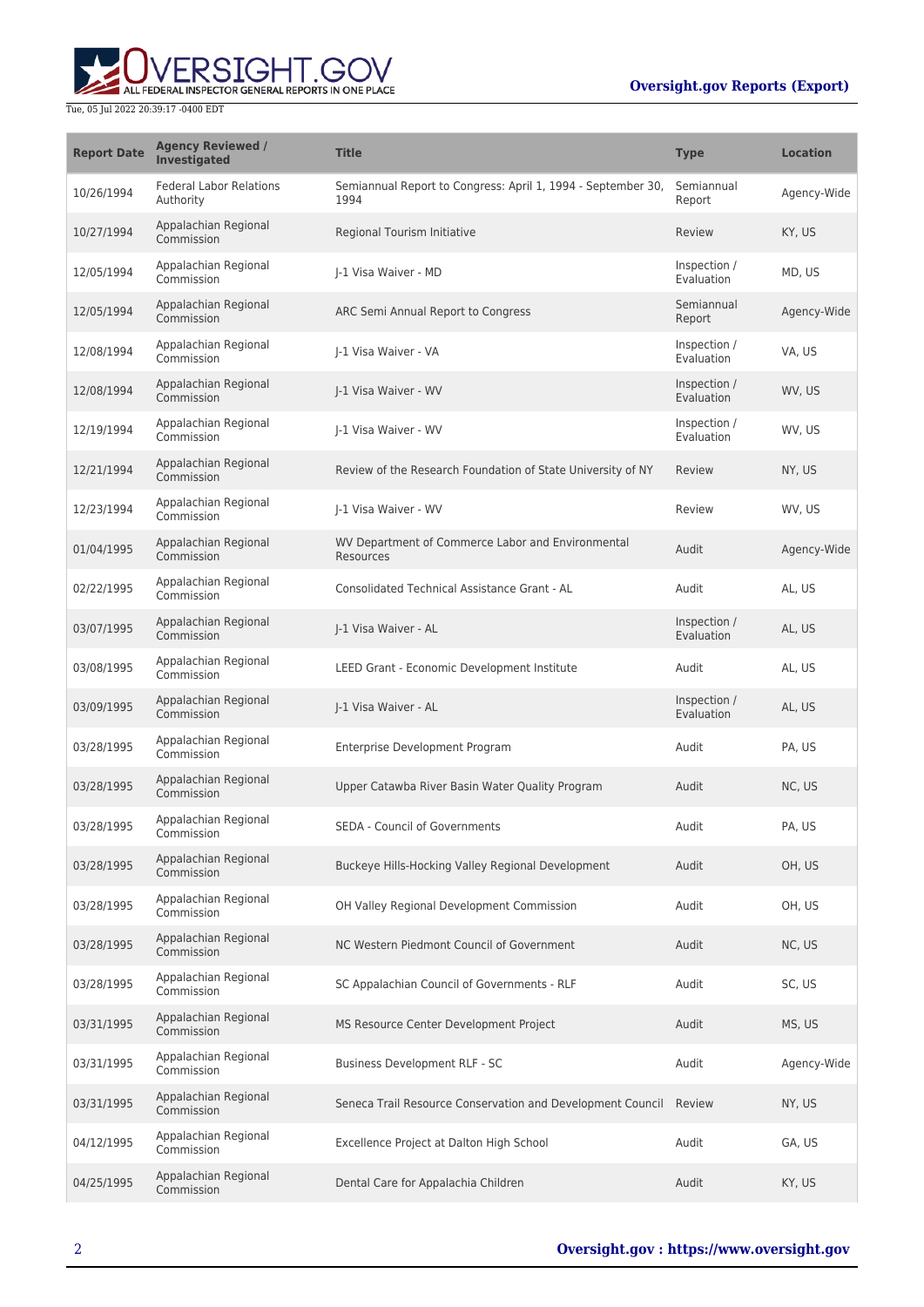| Report Date | Agency Reviewed / Investigated | Title | Type | Location |
| --- | --- | --- | --- | --- |
| 10/26/1994 | Federal Labor Relations Authority | Semiannual Report to Congress: April 1, 1994 - September 30, 1994 | Semiannual Report | Agency-Wide |
| 10/27/1994 | Appalachian Regional Commission | Regional Tourism Initiative | Review | KY, US |
| 12/05/1994 | Appalachian Regional Commission | J-1 Visa Waiver - MD | Inspection / Evaluation | MD, US |
| 12/05/1994 | Appalachian Regional Commission | ARC Semi Annual Report to Congress | Semiannual Report | Agency-Wide |
| 12/08/1994 | Appalachian Regional Commission | J-1 Visa Waiver - VA | Inspection / Evaluation | VA, US |
| 12/08/1994 | Appalachian Regional Commission | J-1 Visa Waiver - WV | Inspection / Evaluation | WV, US |
| 12/19/1994 | Appalachian Regional Commission | J-1 Visa Waiver - WV | Inspection / Evaluation | WV, US |
| 12/21/1994 | Appalachian Regional Commission | Review of the Research Foundation of State University of NY | Review | NY, US |
| 12/23/1994 | Appalachian Regional Commission | J-1 Visa Waiver - WV | Review | WV, US |
| 01/04/1995 | Appalachian Regional Commission | WV Department of Commerce Labor and Environmental Resources | Audit | Agency-Wide |
| 02/22/1995 | Appalachian Regional Commission | Consolidated Technical Assistance Grant - AL | Audit | AL, US |
| 03/07/1995 | Appalachian Regional Commission | J-1 Visa Waiver - AL | Inspection / Evaluation | AL, US |
| 03/08/1995 | Appalachian Regional Commission | LEED Grant - Economic Development Institute | Audit | AL, US |
| 03/09/1995 | Appalachian Regional Commission | J-1 Visa Waiver - AL | Inspection / Evaluation | AL, US |
| 03/28/1995 | Appalachian Regional Commission | Enterprise Development Program | Audit | PA, US |
| 03/28/1995 | Appalachian Regional Commission | Upper Catawba River Basin Water Quality Program | Audit | NC, US |
| 03/28/1995 | Appalachian Regional Commission | SEDA - Council of Governments | Audit | PA, US |
| 03/28/1995 | Appalachian Regional Commission | Buckeye Hills-Hocking Valley Regional Development | Audit | OH, US |
| 03/28/1995 | Appalachian Regional Commission | OH Valley Regional Development Commission | Audit | OH, US |
| 03/28/1995 | Appalachian Regional Commission | NC Western Piedmont Council of Government | Audit | NC, US |
| 03/28/1995 | Appalachian Regional Commission | SC Appalachian Council of Governments - RLF | Audit | SC, US |
| 03/31/1995 | Appalachian Regional Commission | MS Resource Center Development Project | Audit | MS, US |
| 03/31/1995 | Appalachian Regional Commission | Business Development RLF - SC | Audit | Agency-Wide |
| 03/31/1995 | Appalachian Regional Commission | Seneca Trail Resource Conservation and Development Council | Review | NY, US |
| 04/12/1995 | Appalachian Regional Commission | Excellence Project at Dalton High School | Audit | GA, US |
| 04/25/1995 | Appalachian Regional Commission | Dental Care for Appalachia Children | Audit | KY, US |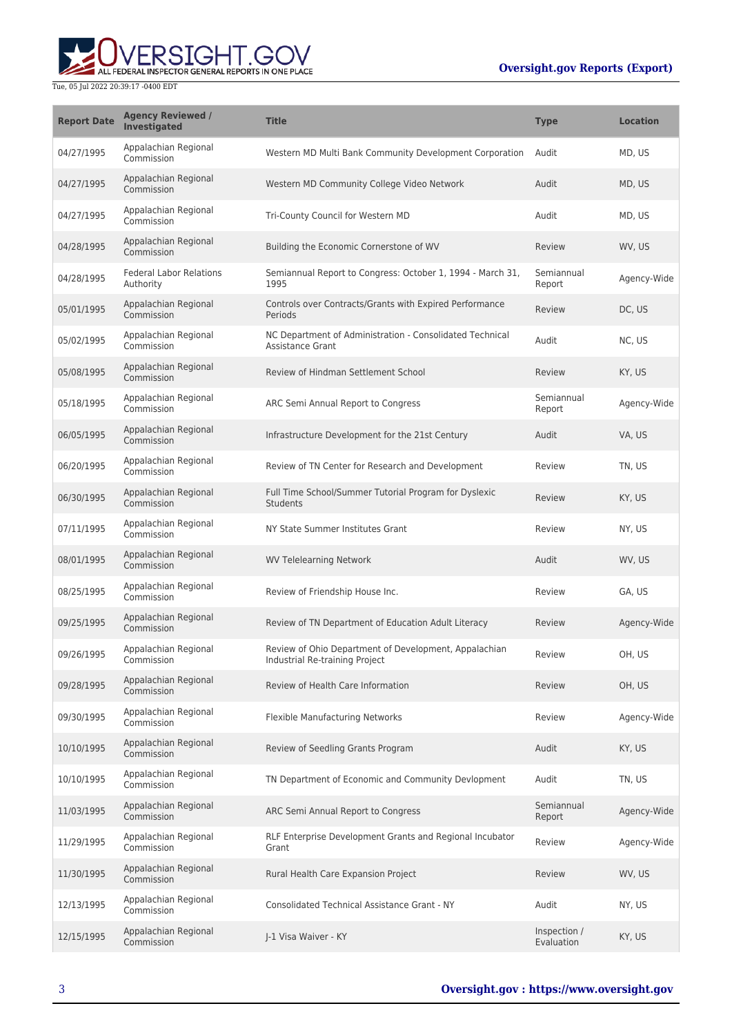| Report Date | Agency Reviewed / Investigated | Title | Type | Location |
| --- | --- | --- | --- | --- |
| 04/27/1995 | Appalachian Regional Commission | Western MD Multi Bank Community Development Corporation | Audit | MD, US |
| 04/27/1995 | Appalachian Regional Commission | Western MD Community College Video Network | Audit | MD, US |
| 04/27/1995 | Appalachian Regional Commission | Tri-County Council for Western MD | Audit | MD, US |
| 04/28/1995 | Appalachian Regional Commission | Building the Economic Cornerstone of WV | Review | WV, US |
| 04/28/1995 | Federal Labor Relations Authority | Semiannual Report to Congress: October 1, 1994 - March 31, 1995 | Semiannual Report | Agency-Wide |
| 05/01/1995 | Appalachian Regional Commission | Controls over Contracts/Grants with Expired Performance Periods | Review | DC, US |
| 05/02/1995 | Appalachian Regional Commission | NC Department of Administration - Consolidated Technical Assistance Grant | Audit | NC, US |
| 05/08/1995 | Appalachian Regional Commission | Review of Hindman Settlement School | Review | KY, US |
| 05/18/1995 | Appalachian Regional Commission | ARC Semi Annual Report to Congress | Semiannual Report | Agency-Wide |
| 06/05/1995 | Appalachian Regional Commission | Infrastructure Development for the 21st Century | Audit | VA, US |
| 06/20/1995 | Appalachian Regional Commission | Review of TN Center for Research and Development | Review | TN, US |
| 06/30/1995 | Appalachian Regional Commission | Full Time School/Summer Tutorial Program for Dyslexic Students | Review | KY, US |
| 07/11/1995 | Appalachian Regional Commission | NY State Summer Institutes Grant | Review | NY, US |
| 08/01/1995 | Appalachian Regional Commission | WV Telelearning Network | Audit | WV, US |
| 08/25/1995 | Appalachian Regional Commission | Review of Friendship House Inc. | Review | GA, US |
| 09/25/1995 | Appalachian Regional Commission | Review of TN Department of Education Adult Literacy | Review | Agency-Wide |
| 09/26/1995 | Appalachian Regional Commission | Review of Ohio Department of Development, Appalachian Industrial Re-training Project | Review | OH, US |
| 09/28/1995 | Appalachian Regional Commission | Review of Health Care Information | Review | OH, US |
| 09/30/1995 | Appalachian Regional Commission | Flexible Manufacturing Networks | Review | Agency-Wide |
| 10/10/1995 | Appalachian Regional Commission | Review of Seedling Grants Program | Audit | KY, US |
| 10/10/1995 | Appalachian Regional Commission | TN Department of Economic and Community Devlopment | Audit | TN, US |
| 11/03/1995 | Appalachian Regional Commission | ARC Semi Annual Report to Congress | Semiannual Report | Agency-Wide |
| 11/29/1995 | Appalachian Regional Commission | RLF Enterprise Development Grants and Regional Incubator Grant | Review | Agency-Wide |
| 11/30/1995 | Appalachian Regional Commission | Rural Health Care Expansion Project | Review | WV, US |
| 12/13/1995 | Appalachian Regional Commission | Consolidated Technical Assistance Grant - NY | Audit | NY, US |
| 12/15/1995 | Appalachian Regional Commission | J-1 Visa Waiver - KY | Inspection / Evaluation | KY, US |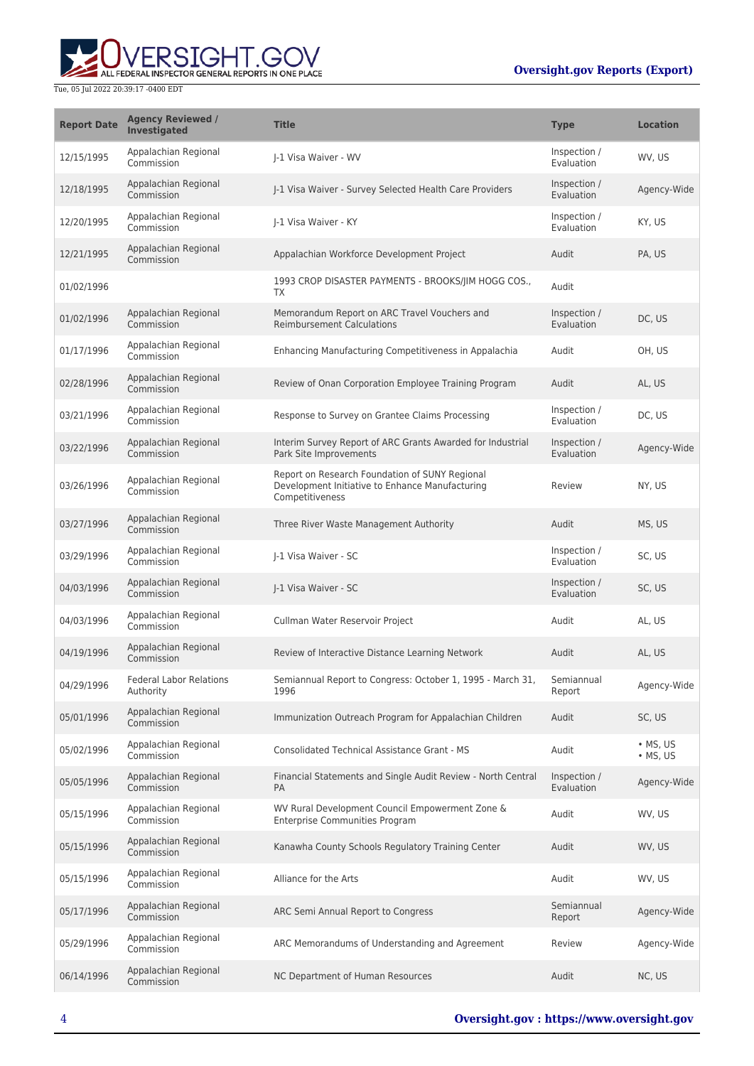| Report Date | Agency Reviewed / Investigated | Title | Type | Location |
| --- | --- | --- | --- | --- |
| 12/15/1995 | Appalachian Regional Commission | J-1 Visa Waiver - WV | Inspection / Evaluation | WV, US |
| 12/18/1995 | Appalachian Regional Commission | J-1 Visa Waiver - Survey Selected Health Care Providers | Inspection / Evaluation | Agency-Wide |
| 12/20/1995 | Appalachian Regional Commission | J-1 Visa Waiver - KY | Inspection / Evaluation | KY, US |
| 12/21/1995 | Appalachian Regional Commission | Appalachian Workforce Development Project | Audit | PA, US |
| 01/02/1996 | | 1993 CROP DISASTER PAYMENTS - BROOKS/JIM HOGG COS., TX | Audit | |
| 01/02/1996 | Appalachian Regional Commission | Memorandum Report on ARC Travel Vouchers and Reimbursement Calculations | Inspection / Evaluation | DC, US |
| 01/17/1996 | Appalachian Regional Commission | Enhancing Manufacturing Competitiveness in Appalachia | Audit | OH, US |
| 02/28/1996 | Appalachian Regional Commission | Review of Onan Corporation Employee Training Program | Audit | AL, US |
| 03/21/1996 | Appalachian Regional Commission | Response to Survey on Grantee Claims Processing | Inspection / Evaluation | DC, US |
| 03/22/1996 | Appalachian Regional Commission | Interim Survey Report of ARC Grants Awarded for Industrial Park Site Improvements | Inspection / Evaluation | Agency-Wide |
| 03/26/1996 | Appalachian Regional Commission | Report on Research Foundation of SUNY Regional Development Initiative to Enhance Manufacturing Competitiveness | Review | NY, US |
| 03/27/1996 | Appalachian Regional Commission | Three River Waste Management Authority | Audit | MS, US |
| 03/29/1996 | Appalachian Regional Commission | J-1 Visa Waiver - SC | Inspection / Evaluation | SC, US |
| 04/03/1996 | Appalachian Regional Commission | J-1 Visa Waiver - SC | Inspection / Evaluation | SC, US |
| 04/03/1996 | Appalachian Regional Commission | Cullman Water Reservoir Project | Audit | AL, US |
| 04/19/1996 | Appalachian Regional Commission | Review of Interactive Distance Learning Network | Audit | AL, US |
| 04/29/1996 | Federal Labor Relations Authority | Semiannual Report to Congress: October 1, 1995 - March 31, 1996 | Semiannual Report | Agency-Wide |
| 05/01/1996 | Appalachian Regional Commission | Immunization Outreach Program for Appalachian Children | Audit | SC, US |
| 05/02/1996 | Appalachian Regional Commission | Consolidated Technical Assistance Grant - MS | Audit | • MS, US<br>• MS, US |
| 05/05/1996 | Appalachian Regional Commission | Financial Statements and Single Audit Review - North Central PA | Inspection / Evaluation | Agency-Wide |
| 05/15/1996 | Appalachian Regional Commission | WV Rural Development Council Empowerment Zone & Enterprise Communities Program | Audit | WV, US |
| 05/15/1996 | Appalachian Regional Commission | Kanawha County Schools Regulatory Training Center | Audit | WV, US |
| 05/15/1996 | Appalachian Regional Commission | Alliance for the Arts | Audit | WV, US |
| 05/17/1996 | Appalachian Regional Commission | ARC Semi Annual Report to Congress | Semiannual Report | Agency-Wide |
| 05/29/1996 | Appalachian Regional Commission | ARC Memorandums of Understanding and Agreement | Review | Agency-Wide |
| 06/14/1996 | Appalachian Regional Commission | NC Department of Human Resources | Audit | NC, US |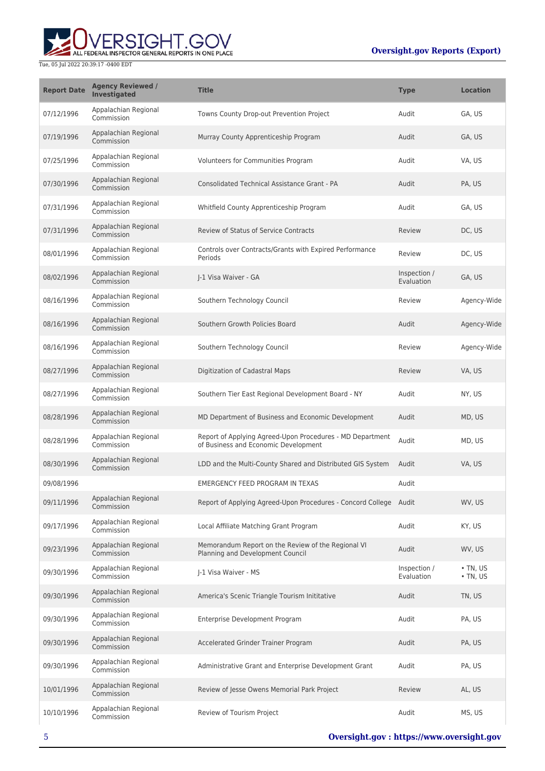| Report Date | Agency Reviewed / Investigated | Title | Type | Location |
|---|---|---|---|---|
| 07/12/1996 | Appalachian Regional Commission | Towns County Drop-out Prevention Project | Audit | GA, US |
| 07/19/1996 | Appalachian Regional Commission | Murray County Apprenticeship Program | Audit | GA, US |
| 07/25/1996 | Appalachian Regional Commission | Volunteers for Communities Program | Audit | VA, US |
| 07/30/1996 | Appalachian Regional Commission | Consolidated Technical Assistance Grant - PA | Audit | PA, US |
| 07/31/1996 | Appalachian Regional Commission | Whitfield County Apprenticeship Program | Audit | GA, US |
| 07/31/1996 | Appalachian Regional Commission | Review of Status of Service Contracts | Review | DC, US |
| 08/01/1996 | Appalachian Regional Commission | Controls over Contracts/Grants with Expired Performance Periods | Review | DC, US |
| 08/02/1996 | Appalachian Regional Commission | J-1 Visa Waiver - GA | Inspection / Evaluation | GA, US |
| 08/16/1996 | Appalachian Regional Commission | Southern Technology Council | Review | Agency-Wide |
| 08/16/1996 | Appalachian Regional Commission | Southern Growth Policies Board | Audit | Agency-Wide |
| 08/16/1996 | Appalachian Regional Commission | Southern Technology Council | Review | Agency-Wide |
| 08/27/1996 | Appalachian Regional Commission | Digitization of Cadastral Maps | Review | VA, US |
| 08/27/1996 | Appalachian Regional Commission | Southern Tier East Regional Development Board - NY | Audit | NY, US |
| 08/28/1996 | Appalachian Regional Commission | MD Department of Business and Economic Development | Audit | MD, US |
| 08/28/1996 | Appalachian Regional Commission | Report of Applying Agreed-Upon Procedures - MD Department of Business and Economic Development | Audit | MD, US |
| 08/30/1996 | Appalachian Regional Commission | LDD and the Multi-County Shared and Distributed GIS System | Audit | VA, US |
| 09/08/1996 | | EMERGENCY FEED PROGRAM IN TEXAS | Audit | |
| 09/11/1996 | Appalachian Regional Commission | Report of Applying Agreed-Upon Procedures - Concord College | Audit | WV, US |
| 09/17/1996 | Appalachian Regional Commission | Local Affiliate Matching Grant Program | Audit | KY, US |
| 09/23/1996 | Appalachian Regional Commission | Memorandum Report on the Review of the Regional VI Planning and Development Council | Audit | WV, US |
| 09/30/1996 | Appalachian Regional Commission | J-1 Visa Waiver - MS | Inspection / Evaluation | • TN, US<br>• TN, US |
| 09/30/1996 | Appalachian Regional Commission | America's Scenic Triangle Tourism Inititative | Audit | TN, US |
| 09/30/1996 | Appalachian Regional Commission | Enterprise Development Program | Audit | PA, US |
| 09/30/1996 | Appalachian Regional Commission | Accelerated Grinder Trainer Program | Audit | PA, US |
| 09/30/1996 | Appalachian Regional Commission | Administrative Grant and Enterprise Development Grant | Audit | PA, US |
| 10/01/1996 | Appalachian Regional Commission | Review of Jesse Owens Memorial Park Project | Review | AL, US |
| 10/10/1996 | Appalachian Regional Commission | Review of Tourism Project | Audit | MS, US |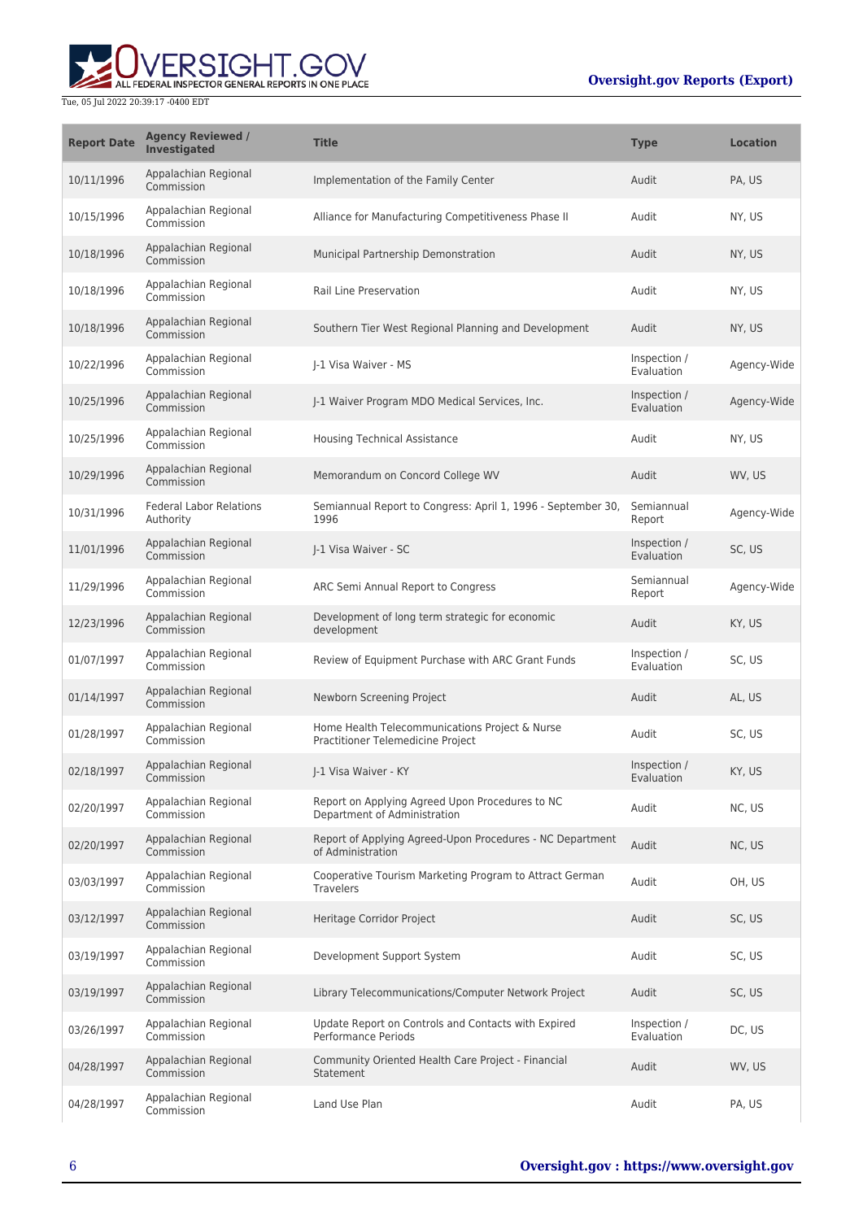| Report Date | Agency Reviewed / Investigated | Title | Type | Location |
| --- | --- | --- | --- | --- |
| 10/11/1996 | Appalachian Regional Commission | Implementation of the Family Center | Audit | PA, US |
| 10/15/1996 | Appalachian Regional Commission | Alliance for Manufacturing Competitiveness Phase II | Audit | NY, US |
| 10/18/1996 | Appalachian Regional Commission | Municipal Partnership Demonstration | Audit | NY, US |
| 10/18/1996 | Appalachian Regional Commission | Rail Line Preservation | Audit | NY, US |
| 10/18/1996 | Appalachian Regional Commission | Southern Tier West Regional Planning and Development | Audit | NY, US |
| 10/22/1996 | Appalachian Regional Commission | J-1 Visa Waiver - MS | Inspection / Evaluation | Agency-Wide |
| 10/25/1996 | Appalachian Regional Commission | J-1 Waiver Program MDO Medical Services, Inc. | Inspection / Evaluation | Agency-Wide |
| 10/25/1996 | Appalachian Regional Commission | Housing Technical Assistance | Audit | NY, US |
| 10/29/1996 | Appalachian Regional Commission | Memorandum on Concord College WV | Audit | WV, US |
| 10/31/1996 | Federal Labor Relations Authority | Semiannual Report to Congress: April 1, 1996 - September 30, 1996 | Semiannual Report | Agency-Wide |
| 11/01/1996 | Appalachian Regional Commission | J-1 Visa Waiver - SC | Inspection / Evaluation | SC, US |
| 11/29/1996 | Appalachian Regional Commission | ARC Semi Annual Report to Congress | Semiannual Report | Agency-Wide |
| 12/23/1996 | Appalachian Regional Commission | Development of long term strategic for economic development | Audit | KY, US |
| 01/07/1997 | Appalachian Regional Commission | Review of Equipment Purchase with ARC Grant Funds | Inspection / Evaluation | SC, US |
| 01/14/1997 | Appalachian Regional Commission | Newborn Screening Project | Audit | AL, US |
| 01/28/1997 | Appalachian Regional Commission | Home Health Telecommunications Project & Nurse Practitioner Telemedicine Project | Audit | SC, US |
| 02/18/1997 | Appalachian Regional Commission | J-1 Visa Waiver - KY | Inspection / Evaluation | KY, US |
| 02/20/1997 | Appalachian Regional Commission | Report on Applying Agreed Upon Procedures to NC Department of Administration | Audit | NC, US |
| 02/20/1997 | Appalachian Regional Commission | Report of Applying Agreed-Upon Procedures - NC Department of Administration | Audit | NC, US |
| 03/03/1997 | Appalachian Regional Commission | Cooperative Tourism Marketing Program to Attract German Travelers | Audit | OH, US |
| 03/12/1997 | Appalachian Regional Commission | Heritage Corridor Project | Audit | SC, US |
| 03/19/1997 | Appalachian Regional Commission | Development Support System | Audit | SC, US |
| 03/19/1997 | Appalachian Regional Commission | Library Telecommunications/Computer Network Project | Audit | SC, US |
| 03/26/1997 | Appalachian Regional Commission | Update Report on Controls and Contacts with Expired Performance Periods | Inspection / Evaluation | DC, US |
| 04/28/1997 | Appalachian Regional Commission | Community Oriented Health Care Project - Financial Statement | Audit | WV, US |
| 04/28/1997 | Appalachian Regional Commission | Land Use Plan | Audit | PA, US |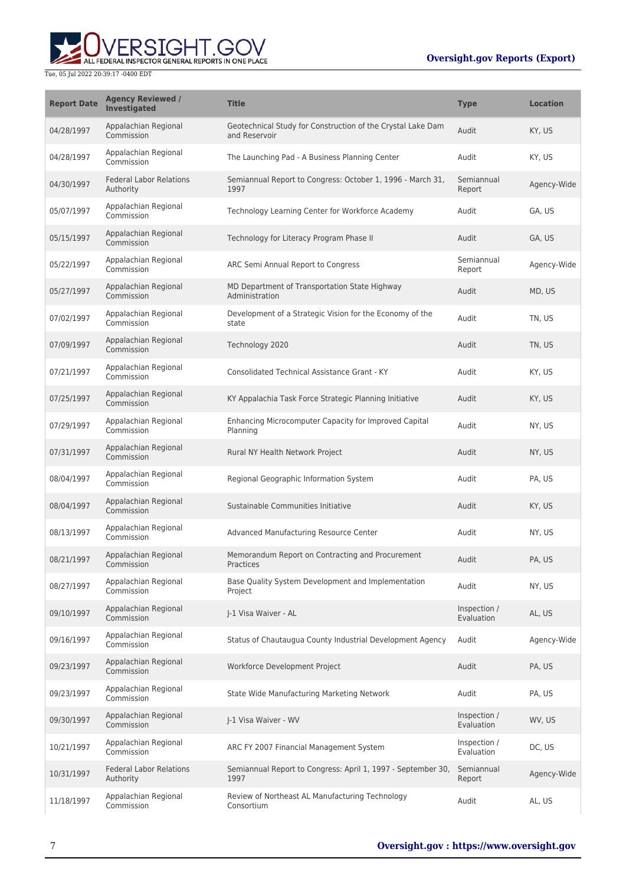| Report Date | Agency Reviewed / Investigated | Title | Type | Location |
| --- | --- | --- | --- | --- |
| 04/28/1997 | Appalachian Regional Commission | Geotechnical Study for Construction of the Crystal Lake Dam and Reservoir | Audit | KY, US |
| 04/28/1997 | Appalachian Regional Commission | The Launching Pad - A Business Planning Center | Audit | KY, US |
| 04/30/1997 | Federal Labor Relations Authority | Semiannual Report to Congress: October 1, 1996 - March 31, 1997 | Semiannual Report | Agency-Wide |
| 05/07/1997 | Appalachian Regional Commission | Technology Learning Center for Workforce Academy | Audit | GA, US |
| 05/15/1997 | Appalachian Regional Commission | Technology for Literacy Program Phase II | Audit | GA, US |
| 05/22/1997 | Appalachian Regional Commission | ARC Semi Annual Report to Congress | Semiannual Report | Agency-Wide |
| 05/27/1997 | Appalachian Regional Commission | MD Department of Transportation State Highway Administration | Audit | MD, US |
| 07/02/1997 | Appalachian Regional Commission | Development of a Strategic Vision for the Economy of the state | Audit | TN, US |
| 07/09/1997 | Appalachian Regional Commission | Technology 2020 | Audit | TN, US |
| 07/21/1997 | Appalachian Regional Commission | Consolidated Technical Assistance Grant - KY | Audit | KY, US |
| 07/25/1997 | Appalachian Regional Commission | KY Appalachia Task Force Strategic Planning Initiative | Audit | KY, US |
| 07/29/1997 | Appalachian Regional Commission | Enhancing Microcomputer Capacity for Improved Capital Planning | Audit | NY, US |
| 07/31/1997 | Appalachian Regional Commission | Rural NY Health Network Project | Audit | NY, US |
| 08/04/1997 | Appalachian Regional Commission | Regional Geographic Information System | Audit | PA, US |
| 08/04/1997 | Appalachian Regional Commission | Sustainable Communities Initiative | Audit | KY, US |
| 08/13/1997 | Appalachian Regional Commission | Advanced Manufacturing Resource Center | Audit | NY, US |
| 08/21/1997 | Appalachian Regional Commission | Memorandum Report on Contracting and Procurement Practices | Audit | PA, US |
| 08/27/1997 | Appalachian Regional Commission | Base Quality System Development and Implementation Project | Audit | NY, US |
| 09/10/1997 | Appalachian Regional Commission | J-1 Visa Waiver - AL | Inspection / Evaluation | AL, US |
| 09/16/1997 | Appalachian Regional Commission | Status of Chautauqua County Industrial Development Agency | Audit | Agency-Wide |
| 09/23/1997 | Appalachian Regional Commission | Workforce Development Project | Audit | PA, US |
| 09/23/1997 | Appalachian Regional Commission | State Wide Manufacturing Marketing Network | Audit | PA, US |
| 09/30/1997 | Appalachian Regional Commission | J-1 Visa Waiver - WV | Inspection / Evaluation | WV, US |
| 10/21/1997 | Appalachian Regional Commission | ARC FY 2007 Financial Management System | Inspection / Evaluation | DC, US |
| 10/31/1997 | Federal Labor Relations Authority | Semiannual Report to Congress: April 1, 1997 - September 30, 1997 | Semiannual Report | Agency-Wide |
| 11/18/1997 | Appalachian Regional Commission | Review of Northeast AL Manufacturing Technology Consortium | Audit | AL, US |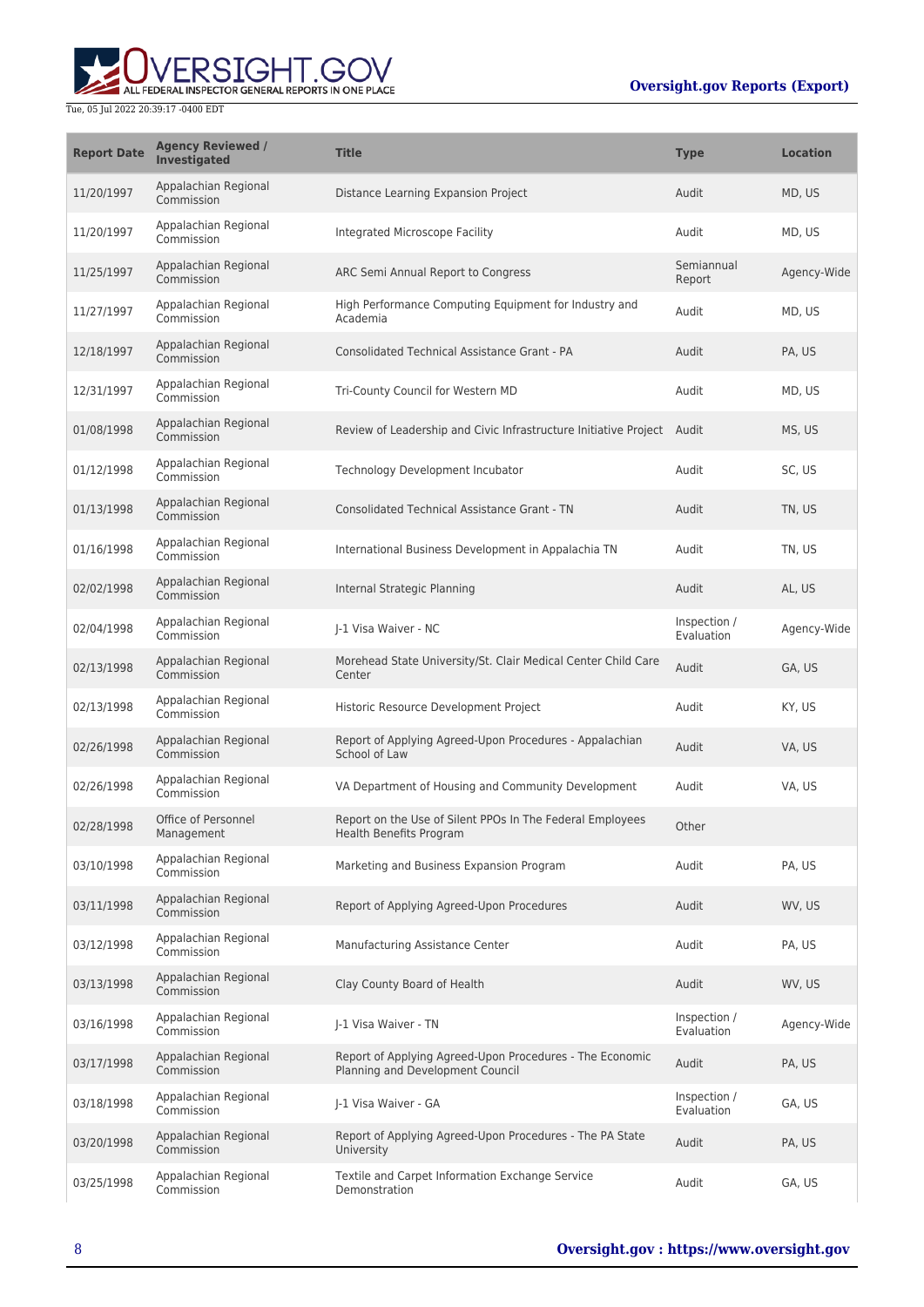| Report Date | Agency Reviewed / Investigated | Title | Type | Location |
| --- | --- | --- | --- | --- |
| 11/20/1997 | Appalachian Regional Commission | Distance Learning Expansion Project | Audit | MD, US |
| 11/20/1997 | Appalachian Regional Commission | Integrated Microscope Facility | Audit | MD, US |
| 11/25/1997 | Appalachian Regional Commission | ARC Semi Annual Report to Congress | Semiannual Report | Agency-Wide |
| 11/27/1997 | Appalachian Regional Commission | High Performance Computing Equipment for Industry and Academia | Audit | MD, US |
| 12/18/1997 | Appalachian Regional Commission | Consolidated Technical Assistance Grant - PA | Audit | PA, US |
| 12/31/1997 | Appalachian Regional Commission | Tri-County Council for Western MD | Audit | MD, US |
| 01/08/1998 | Appalachian Regional Commission | Review of Leadership and Civic Infrastructure Initiative Project | Audit | MS, US |
| 01/12/1998 | Appalachian Regional Commission | Technology Development Incubator | Audit | SC, US |
| 01/13/1998 | Appalachian Regional Commission | Consolidated Technical Assistance Grant - TN | Audit | TN, US |
| 01/16/1998 | Appalachian Regional Commission | International Business Development in Appalachia TN | Audit | TN, US |
| 02/02/1998 | Appalachian Regional Commission | Internal Strategic Planning | Audit | AL, US |
| 02/04/1998 | Appalachian Regional Commission | J-1 Visa Waiver - NC | Inspection / Evaluation | Agency-Wide |
| 02/13/1998 | Appalachian Regional Commission | Morehead State University/St. Clair Medical Center Child Care Center | Audit | GA, US |
| 02/13/1998 | Appalachian Regional Commission | Historic Resource Development Project | Audit | KY, US |
| 02/26/1998 | Appalachian Regional Commission | Report of Applying Agreed-Upon Procedures - Appalachian School of Law | Audit | VA, US |
| 02/26/1998 | Appalachian Regional Commission | VA Department of Housing and Community Development | Audit | VA, US |
| 02/28/1998 | Office of Personnel Management | Report on the Use of Silent PPOs In The Federal Employees Health Benefits Program | Other | |
| 03/10/1998 | Appalachian Regional Commission | Marketing and Business Expansion Program | Audit | PA, US |
| 03/11/1998 | Appalachian Regional Commission | Report of Applying Agreed-Upon Procedures | Audit | WV, US |
| 03/12/1998 | Appalachian Regional Commission | Manufacturing Assistance Center | Audit | PA, US |
| 03/13/1998 | Appalachian Regional Commission | Clay County Board of Health | Audit | WV, US |
| 03/16/1998 | Appalachian Regional Commission | J-1 Visa Waiver - TN | Inspection / Evaluation | Agency-Wide |
| 03/17/1998 | Appalachian Regional Commission | Report of Applying Agreed-Upon Procedures - The Economic Planning and Development Council | Audit | PA, US |
| 03/18/1998 | Appalachian Regional Commission | J-1 Visa Waiver - GA | Inspection / Evaluation | GA, US |
| 03/20/1998 | Appalachian Regional Commission | Report of Applying Agreed-Upon Procedures - The PA State University | Audit | PA, US |
| 03/25/1998 | Appalachian Regional Commission | Textile and Carpet Information Exchange Service Demonstration | Audit | GA, US |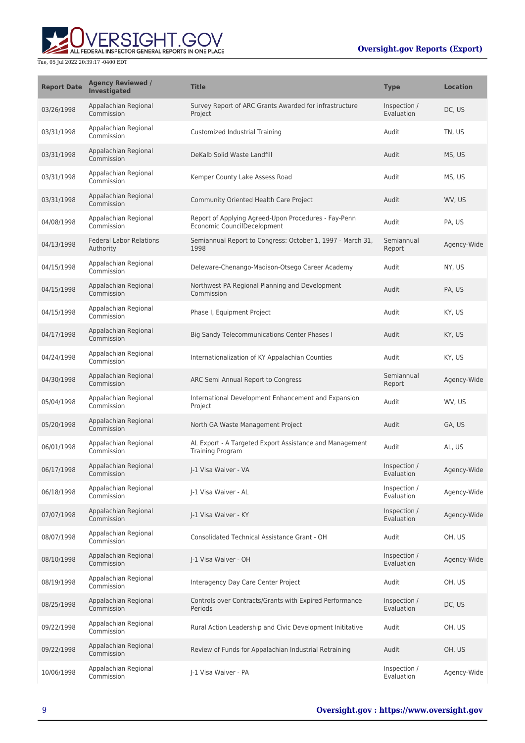| Report Date | Agency Reviewed / Investigated | Title | Type | Location |
| --- | --- | --- | --- | --- |
| 03/26/1998 | Appalachian Regional Commission | Survey Report of ARC Grants Awarded for infrastructure Project | Inspection / Evaluation | DC, US |
| 03/31/1998 | Appalachian Regional Commission | Customized Industrial Training | Audit | TN, US |
| 03/31/1998 | Appalachian Regional Commission | DeKalb Solid Waste Landfill | Audit | MS, US |
| 03/31/1998 | Appalachian Regional Commission | Kemper County Lake Assess Road | Audit | MS, US |
| 03/31/1998 | Appalachian Regional Commission | Community Oriented Health Care Project | Audit | WV, US |
| 04/08/1998 | Appalachian Regional Commission | Report of Applying Agreed-Upon Procedures - Fay-Penn Economic CouncilDecelopment | Audit | PA, US |
| 04/13/1998 | Federal Labor Relations Authority | Semiannual Report to Congress: October 1, 1997 - March 31, 1998 | Semiannual Report | Agency-Wide |
| 04/15/1998 | Appalachian Regional Commission | Deleware-Chenango-Madison-Otsego Career Academy | Audit | NY, US |
| 04/15/1998 | Appalachian Regional Commission | Northwest PA Regional Planning and Development Commission | Audit | PA, US |
| 04/15/1998 | Appalachian Regional Commission | Phase I, Equipment Project | Audit | KY, US |
| 04/17/1998 | Appalachian Regional Commission | Big Sandy Telecommunications Center Phases I | Audit | KY, US |
| 04/24/1998 | Appalachian Regional Commission | Internationalization of KY Appalachian Counties | Audit | KY, US |
| 04/30/1998 | Appalachian Regional Commission | ARC Semi Annual Report to Congress | Semiannual Report | Agency-Wide |
| 05/04/1998 | Appalachian Regional Commission | International Development Enhancement and Expansion Project | Audit | WV, US |
| 05/20/1998 | Appalachian Regional Commission | North GA Waste Management Project | Audit | GA, US |
| 06/01/1998 | Appalachian Regional Commission | AL Export - A Targeted Export Assistance and Management Training Program | Audit | AL, US |
| 06/17/1998 | Appalachian Regional Commission | J-1 Visa Waiver - VA | Inspection / Evaluation | Agency-Wide |
| 06/18/1998 | Appalachian Regional Commission | J-1 Visa Waiver - AL | Inspection / Evaluation | Agency-Wide |
| 07/07/1998 | Appalachian Regional Commission | J-1 Visa Waiver - KY | Inspection / Evaluation | Agency-Wide |
| 08/07/1998 | Appalachian Regional Commission | Consolidated Technical Assistance Grant - OH | Audit | OH, US |
| 08/10/1998 | Appalachian Regional Commission | J-1 Visa Waiver - OH | Inspection / Evaluation | Agency-Wide |
| 08/19/1998 | Appalachian Regional Commission | Interagency Day Care Center Project | Audit | OH, US |
| 08/25/1998 | Appalachian Regional Commission | Controls over Contracts/Grants with Expired Performance Periods | Inspection / Evaluation | DC, US |
| 09/22/1998 | Appalachian Regional Commission | Rural Action Leadership and Civic Development Inititative | Audit | OH, US |
| 09/22/1998 | Appalachian Regional Commission | Review of Funds for Appalachian Industrial Retraining | Audit | OH, US |
| 10/06/1998 | Appalachian Regional Commission | J-1 Visa Waiver - PA | Inspection / Evaluation | Agency-Wide |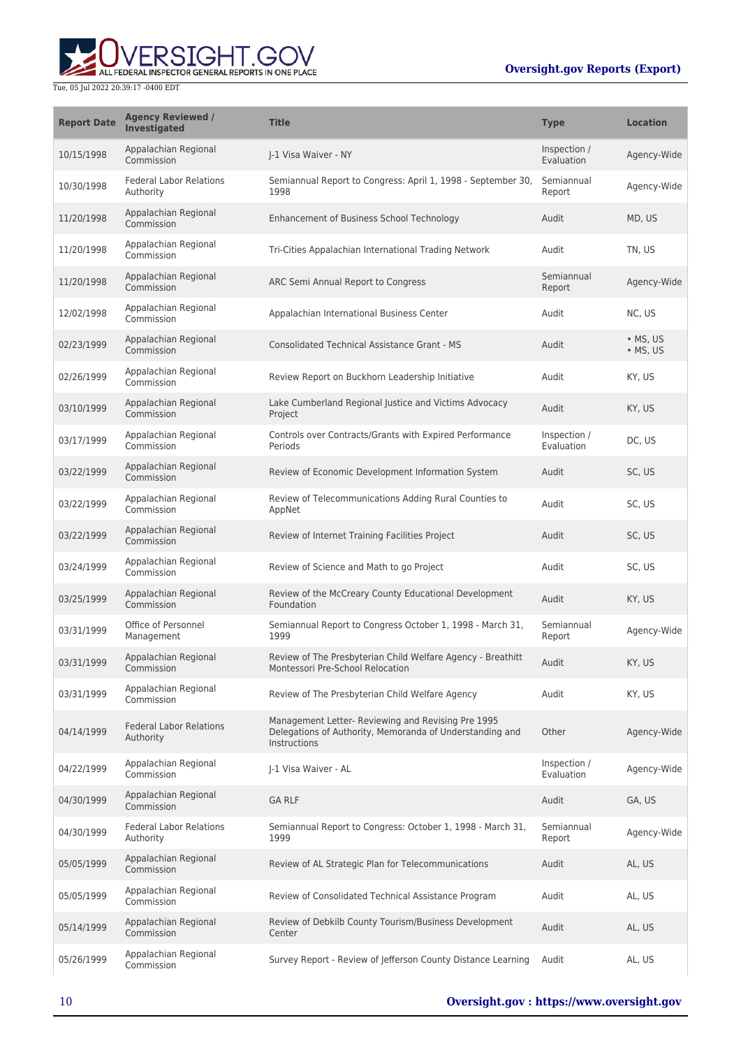| Report Date | Agency Reviewed / Investigated | Title | Type | Location |
| --- | --- | --- | --- | --- |
| 10/15/1998 | Appalachian Regional Commission | J-1 Visa Waiver - NY | Inspection / Evaluation | Agency-Wide |
| 10/30/1998 | Federal Labor Relations Authority | Semiannual Report to Congress: April 1, 1998 - September 30, 1998 | Semiannual Report | Agency-Wide |
| 11/20/1998 | Appalachian Regional Commission | Enhancement of Business School Technology | Audit | MD, US |
| 11/20/1998 | Appalachian Regional Commission | Tri-Cities Appalachian International Trading Network | Audit | TN, US |
| 11/20/1998 | Appalachian Regional Commission | ARC Semi Annual Report to Congress | Semiannual Report | Agency-Wide |
| 12/02/1998 | Appalachian Regional Commission | Appalachian International Business Center | Audit | NC, US |
| 02/23/1999 | Appalachian Regional Commission | Consolidated Technical Assistance Grant - MS | Audit | • MS, US • MS, US |
| 02/26/1999 | Appalachian Regional Commission | Review Report on Buckhorn Leadership Initiative | Audit | KY, US |
| 03/10/1999 | Appalachian Regional Commission | Lake Cumberland Regional Justice and Victims Advocacy Project | Audit | KY, US |
| 03/17/1999 | Appalachian Regional Commission | Controls over Contracts/Grants with Expired Performance Periods | Inspection / Evaluation | DC, US |
| 03/22/1999 | Appalachian Regional Commission | Review of Economic Development Information System | Audit | SC, US |
| 03/22/1999 | Appalachian Regional Commission | Review of Telecommunications Adding Rural Counties to AppNet | Audit | SC, US |
| 03/22/1999 | Appalachian Regional Commission | Review of Internet Training Facilities Project | Audit | SC, US |
| 03/24/1999 | Appalachian Regional Commission | Review of Science and Math to go Project | Audit | SC, US |
| 03/25/1999 | Appalachian Regional Commission | Review of the McCreary County Educational Development Foundation | Audit | KY, US |
| 03/31/1999 | Office of Personnel Management | Semiannual Report to Congress October 1, 1998 - March 31, 1999 | Semiannual Report | Agency-Wide |
| 03/31/1999 | Appalachian Regional Commission | Review of The Presbyterian Child Welfare Agency - Breathitt Montessori Pre-School Relocation | Audit | KY, US |
| 03/31/1999 | Appalachian Regional Commission | Review of The Presbyterian Child Welfare Agency | Audit | KY, US |
| 04/14/1999 | Federal Labor Relations Authority | Management Letter- Reviewing and Revising Pre 1995 Delegations of Authority, Memoranda of Understanding and Instructions | Other | Agency-Wide |
| 04/22/1999 | Appalachian Regional Commission | J-1 Visa Waiver - AL | Inspection / Evaluation | Agency-Wide |
| 04/30/1999 | Appalachian Regional Commission | GA RLF | Audit | GA, US |
| 04/30/1999 | Federal Labor Relations Authority | Semiannual Report to Congress: October 1, 1998 - March 31, 1999 | Semiannual Report | Agency-Wide |
| 05/05/1999 | Appalachian Regional Commission | Review of AL Strategic Plan for Telecommunications | Audit | AL, US |
| 05/05/1999 | Appalachian Regional Commission | Review of Consolidated Technical Assistance Program | Audit | AL, US |
| 05/14/1999 | Appalachian Regional Commission | Review of Debkilb County Tourism/Business Development Center | Audit | AL, US |
| 05/26/1999 | Appalachian Regional Commission | Survey Report - Review of Jefferson County Distance Learning | Audit | AL, US |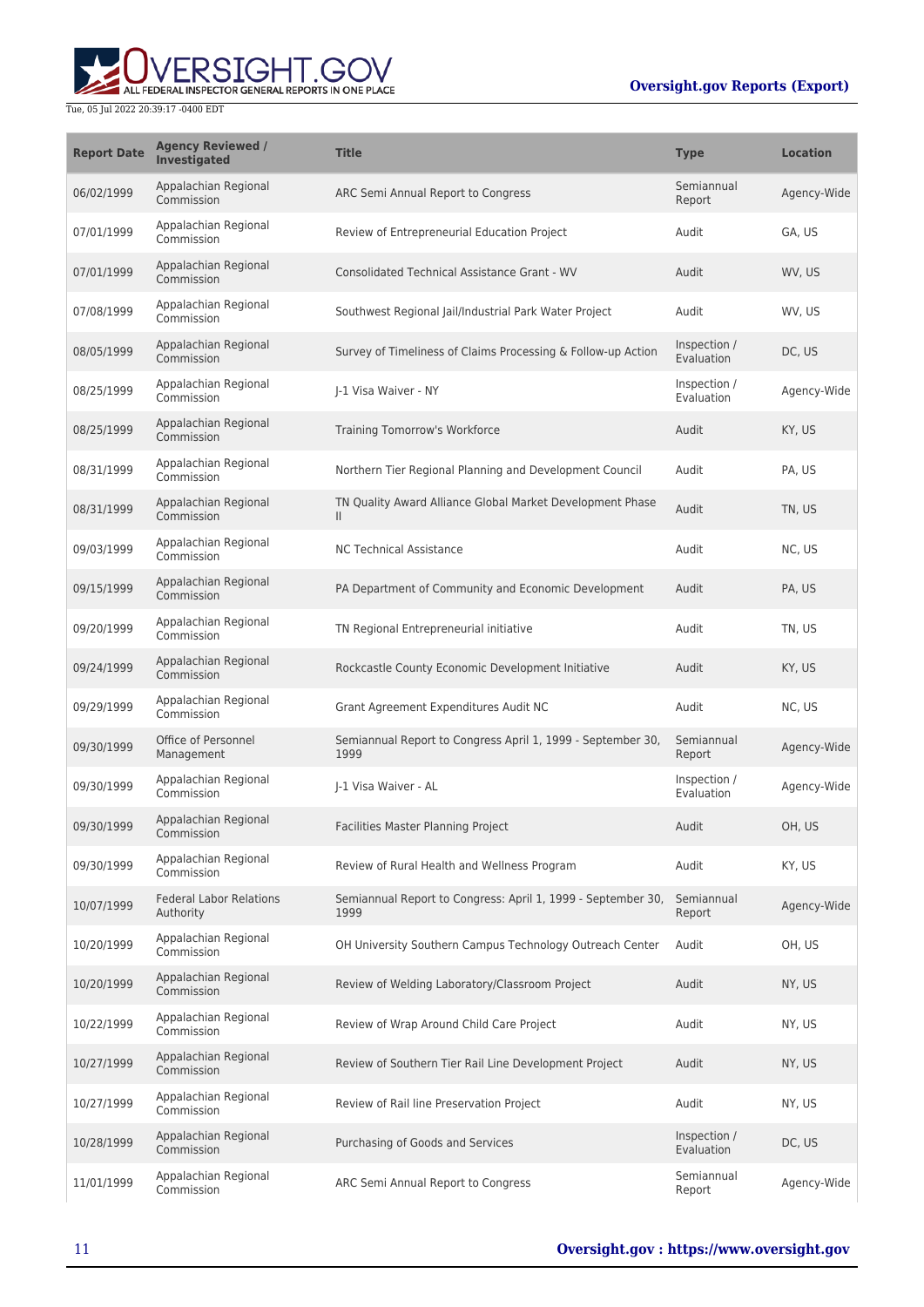| Report Date | Agency Reviewed / Investigated | Title | Type | Location |
| --- | --- | --- | --- | --- |
| 06/02/1999 | Appalachian Regional Commission | ARC Semi Annual Report to Congress | Semiannual Report | Agency-Wide |
| 07/01/1999 | Appalachian Regional Commission | Review of Entrepreneurial Education Project | Audit | GA, US |
| 07/01/1999 | Appalachian Regional Commission | Consolidated Technical Assistance Grant - WV | Audit | WV, US |
| 07/08/1999 | Appalachian Regional Commission | Southwest Regional Jail/Industrial Park Water Project | Audit | WV, US |
| 08/05/1999 | Appalachian Regional Commission | Survey of Timeliness of Claims Processing & Follow-up Action | Inspection / Evaluation | DC, US |
| 08/25/1999 | Appalachian Regional Commission | J-1 Visa Waiver - NY | Inspection / Evaluation | Agency-Wide |
| 08/25/1999 | Appalachian Regional Commission | Training Tomorrow's Workforce | Audit | KY, US |
| 08/31/1999 | Appalachian Regional Commission | Northern Tier Regional Planning and Development Council | Audit | PA, US |
| 08/31/1999 | Appalachian Regional Commission | TN Quality Award Alliance Global Market Development Phase II | Audit | TN, US |
| 09/03/1999 | Appalachian Regional Commission | NC Technical Assistance | Audit | NC, US |
| 09/15/1999 | Appalachian Regional Commission | PA Department of Community and Economic Development | Audit | PA, US |
| 09/20/1999 | Appalachian Regional Commission | TN Regional Entrepreneurial initiative | Audit | TN, US |
| 09/24/1999 | Appalachian Regional Commission | Rockcastle County Economic Development Initiative | Audit | KY, US |
| 09/29/1999 | Appalachian Regional Commission | Grant Agreement Expenditures Audit NC | Audit | NC, US |
| 09/30/1999 | Office of Personnel Management | Semiannual Report to Congress April 1, 1999 - September 30, 1999 | Semiannual Report | Agency-Wide |
| 09/30/1999 | Appalachian Regional Commission | J-1 Visa Waiver - AL | Inspection / Evaluation | Agency-Wide |
| 09/30/1999 | Appalachian Regional Commission | Facilities Master Planning Project | Audit | OH, US |
| 09/30/1999 | Appalachian Regional Commission | Review of Rural Health and Wellness Program | Audit | KY, US |
| 10/07/1999 | Federal Labor Relations Authority | Semiannual Report to Congress: April 1, 1999 - September 30, 1999 | Semiannual Report | Agency-Wide |
| 10/20/1999 | Appalachian Regional Commission | OH University Southern Campus Technology Outreach Center | Audit | OH, US |
| 10/20/1999 | Appalachian Regional Commission | Review of Welding Laboratory/Classroom Project | Audit | NY, US |
| 10/22/1999 | Appalachian Regional Commission | Review of Wrap Around Child Care Project | Audit | NY, US |
| 10/27/1999 | Appalachian Regional Commission | Review of Southern Tier Rail Line Development Project | Audit | NY, US |
| 10/27/1999 | Appalachian Regional Commission | Review of Rail line Preservation Project | Audit | NY, US |
| 10/28/1999 | Appalachian Regional Commission | Purchasing of Goods and Services | Inspection / Evaluation | DC, US |
| 11/01/1999 | Appalachian Regional Commission | ARC Semi Annual Report to Congress | Semiannual Report | Agency-Wide |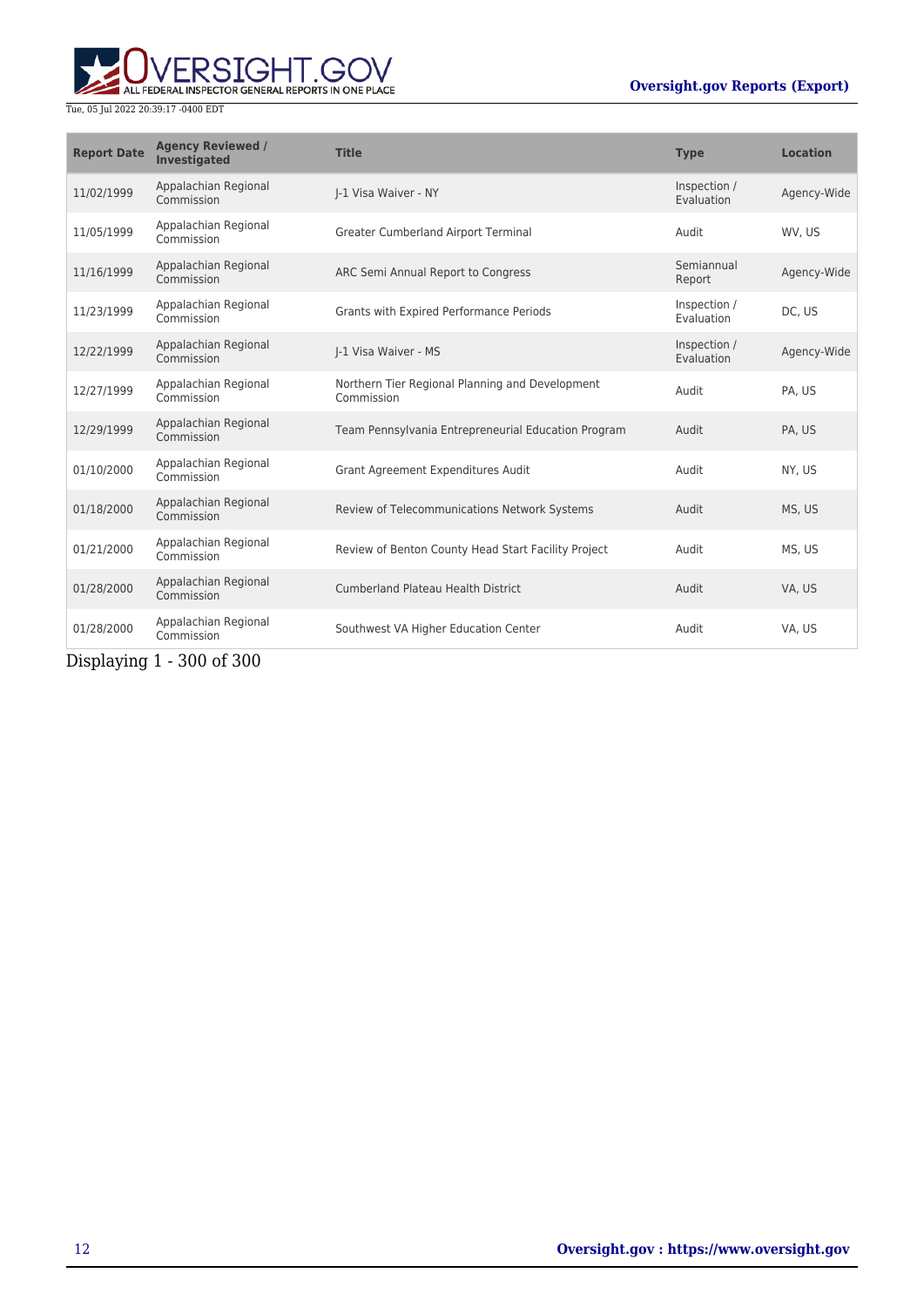| Report Date | Agency Reviewed / Investigated | Title | Type | Location |
| --- | --- | --- | --- | --- |
| 11/02/1999 | Appalachian Regional Commission | J-1 Visa Waiver - NY | Inspection / Evaluation | Agency-Wide |
| 11/05/1999 | Appalachian Regional Commission | Greater Cumberland Airport Terminal | Audit | WV, US |
| 11/16/1999 | Appalachian Regional Commission | ARC Semi Annual Report to Congress | Semiannual Report | Agency-Wide |
| 11/23/1999 | Appalachian Regional Commission | Grants with Expired Performance Periods | Inspection / Evaluation | DC, US |
| 12/22/1999 | Appalachian Regional Commission | J-1 Visa Waiver - MS | Inspection / Evaluation | Agency-Wide |
| 12/27/1999 | Appalachian Regional Commission | Northern Tier Regional Planning and Development Commission | Audit | PA, US |
| 12/29/1999 | Appalachian Regional Commission | Team Pennsylvania Entrepreneurial Education Program | Audit | PA, US |
| 01/10/2000 | Appalachian Regional Commission | Grant Agreement Expenditures Audit | Audit | NY, US |
| 01/18/2000 | Appalachian Regional Commission | Review of Telecommunications Network Systems | Audit | MS, US |
| 01/21/2000 | Appalachian Regional Commission | Review of Benton County Head Start Facility Project | Audit | MS, US |
| 01/28/2000 | Appalachian Regional Commission | Cumberland Plateau Health District | Audit | VA, US |
| 01/28/2000 | Appalachian Regional Commission | Southwest VA Higher Education Center | Audit | VA, US |

Displaying 1 - 300 of 300